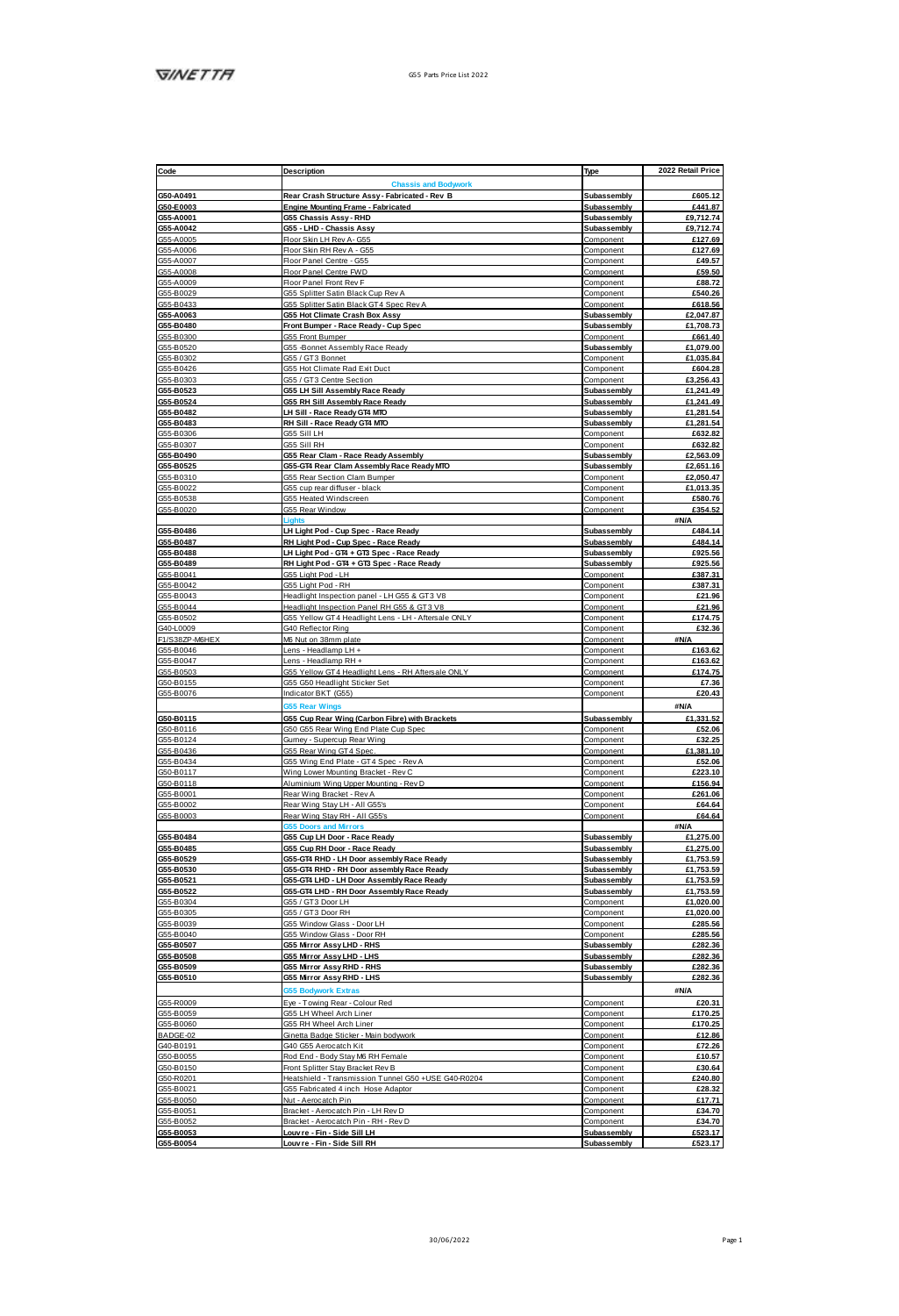GINETTA

G55 Parts Price List 2022

| Code | Description | Type | 2022 Retail Price |
|---|---|---|---|
| | **Chassis and Bodywork** | | |
| **G50-A0491** | **Rear Crash Structure Assy - Fabricated - Rev B** | **Subassembly** | **£605.12** |
| **G50-E0003** | **Engine Mounting Frame - Fabricated** | **Subassembly** | **£441.87** |
| **G55-A0001** | **G55 Chassis Assy - RHD** | **Subassembly** | **£9,712.74** |
| **G55-A0042** | **G55 - LHD - Chassis Assy** | **Subassembly** | **£9,712.74** |
| G55-A0005 | Floor Skin LH Rev A - G55 | Component | £127.69 |
| G55-A0006 | Floor Skin RH Rev A - G55 | Component | £127.69 |
| G55-A0007 | Floor Panel Centre - G55 | Component | £49.57 |
| G55-A0008 | Floor Panel Centre FWD | Component | £59.50 |
| G55-A0009 | Floor Panel Front Rev F | Component | £88.72 |
| G55-B0029 | G55 Splitter Satin Black Cup Rev A | Component | £540.26 |
| G55-B0433 | G55 Splitter Satin Black GT4 Spec Rev A | Component | £618.56 |
| **G55-A0063** | **G55 Hot Climate Crash Box Assy** | **Subassembly** | **£2,047.87** |
| **G55-B0480** | **Front Bumper - Race Ready - Cup Spec** | **Subassembly** | **£1,708.73** |
| G55-B0300 | G55 Front Bumper | Component | £661.40 |
| G55-B0520 | G55 -Bonnet Assembly Race Ready | Subassembly | £1,079.00 |
| G55-B0302 | G55 / GT3 Bonnet | Component | £1,035.84 |
| G55-B0426 | G55 Hot Climate Rad Exit Duct | Component | £604.28 |
| G55-B0303 | G55 / GT3 Centre Section | Component | £3,256.43 |
| **G55-B0523** | **G55 LH Sill Assembly Race Ready** | **Subassembly** | **£1,241.49** |
| **G55-B0524** | **G55 RH Sill Assembly Race Ready** | **Subassembly** | **£1,241.49** |
| **G55-B0482** | **LH Sill - Race Ready GT4 MTO** | **Subassembly** | **£1,281.54** |
| **G55-B0483** | **RH Sill - Race Ready GT4 MTO** | **Subassembly** | **£1,281.54** |
| G55-B0306 | G55 Sill LH | Component | £632.82 |
| G55-B0307 | G55 Sill RH | Component | £632.82 |
| **G55-B0490** | **G55 Rear Clam - Race Ready Assembly** | **Subassembly** | **£2,563.09** |
| **G55-B0525** | **G55-GT4 Rear Clam Assembly Race Ready MTO** | **Subassembly** | **£2,651.16** |
| G55-B0310 | G55 Rear Section Clam Bumper | Component | £2,050.47 |
| G55-B0022 | G55 cup rear diffuser - black | Component | £1,013.35 |
| G55-B0538 | G55 Heated Windscreen | Component | £580.76 |
| G55-B0020 | G55 Rear Window | Component | £354.52 |
| | **Lights** | | #N/A |
| **G55-B0486** | **LH Light Pod - Cup Spec - Race Ready** | **Subassembly** | **£484.14** |
| **G55-B0487** | **RH Light Pod - Cup Spec - Race Ready** | **Subassembly** | **£484.14** |
| **G55-B0488** | **LH Light Pod - GT4 + GT3 Spec - Race Ready** | **Subassembly** | **£925.56** |
| **G55-B0489** | **RH Light Pod - GT4 + GT3 Spec - Race Ready** | **Subassembly** | **£925.56** |
| G55-B0041 | G55 Light Pod - LH | Component | £387.31 |
| G55-B0042 | G55 Light Pod - RH | Component | £387.31 |
| G55-B0043 | Headlight Inspection panel - LH G55 & GT3 V8 | Component | £21.96 |
| G55-B0044 | Headlight Inspection Panel RH G55 & GT3 V8 | Component | £21.96 |
| G55-B0502 | G55 Yellow GT4 Headlight Lens - LH - Aftersale ONLY | Component | £174.75 |
| G40-L0009 | G40 Reflector Ring | Component | £32.36 |
| F1/S38ZP-M6HEX | M6 Nut on 38mm plate | Component | #N/A |
| G55-B0046 | Lens - Headlamp LH + | Component | £163.62 |
| G55-B0047 | Lens - Headlamp RH + | Component | £163.62 |
| G55-B0503 | G55 Yellow GT4 Headlight Lens - RH Aftersale ONLY | Component | £174.75 |
| G50-B0155 | G55 G50 Headlight Sticker Set | Component | £7.36 |
| G55-B0076 | Indicator BKT (G55) | Component | £20.43 |
| | **G55 Rear Wings** | | #N/A |
| **G50-B0115** | **G55 Cup Rear Wing (Carbon Fibre) with Brackets** | **Subassembly** | **£1,331.52** |
| G50-B0116 | G50 G55 Rear Wing End Plate Cup Spec | Component | £52.06 |
| G55-B0124 | Gurney - Supercup Rear Wing | Component | £32.25 |
| G55-B0436 | G55 Rear Wing GT4 Spec. | Component | £1,381.10 |
| G55-B0434 | G55 Wing End Plate - GT4 Spec - Rev A | Component | £52.06 |
| G50-B0117 | Wing Lower Mounting Bracket - Rev C | Component | £223.10 |
| G50-B0118 | Aluminium Wing Upper Mounting - Rev D | Component | £156.94 |
| G55-B0001 | Rear Wing Bracket - Rev A | Component | £261.06 |
| G55-B0002 | Rear Wing Stay LH - All G55's | Component | £64.64 |
| G55-B0003 | Rear Wing Stay RH - All G55's | Component | £64.64 |
| | **G55 Doors and Mirrors** | | #N/A |
| **G55-B0484** | **G55 Cup LH Door - Race Ready** | **Subassembly** | **£1,275.00** |
| **G55-B0485** | **G55 Cup RH Door - Race Ready** | **Subassembly** | **£1,275.00** |
| **G55-B0529** | **G55-GT4 RHD - LH Door assembly Race Ready** | **Subassembly** | **£1,753.59** |
| **G55-B0530** | **G55-GT4 RHD - RH Door assembly Race Ready** | **Subassembly** | **£1,753.59** |
| **G55-B0521** | **G55-GT4 LHD - LH Door Assembly Race Ready** | **Subassembly** | **£1,753.59** |
| **G55-B0522** | **G55-GT4 LHD - RH Door Assembly Race Ready** | **Subassembly** | **£1,753.59** |
| G55-B0304 | G55 / GT3 Door LH | Component | £1,020.00 |
| G55-B0305 | G55 / GT3 Door RH | Component | £1,020.00 |
| G55-B0039 | G55 Window Glass - Door LH | Component | £285.56 |
| G55-B0040 | G55 Window Glass - Door RH | Component | £285.56 |
| **G55-B0507** | **G55 Mirror Assy LHD - RHS** | **Subassembly** | **£282.36** |
| **G55-B0508** | **G55 Mirror Assy LHD - LHS** | **Subassembly** | **£282.36** |
| **G55-B0509** | **G55 Mirror Assy RHD - RHS** | **Subassembly** | **£282.36** |
| **G55-B0510** | **G55 Mirror Assy RHD - LHS** | **Subassembly** | **£282.36** |
| | **G55 Bodywork Extras** | | #N/A |
| G55-R0009 | Eye - Towing Rear - Colour Red | Component | £20.31 |
| G55-B0059 | G55 LH Wheel Arch Liner | Component | £170.25 |
| G55-B0060 | G55 RH Wheel Arch Liner | Component | £170.25 |
| BADGE-02 | Ginetta Badge Sticker - Main bodywork | Component | £12.86 |
| G40-B0191 | G40 G55 Aerocatch Kit | Component | £72.26 |
| G50-B0055 | Rod End - Body Stay M6 RH Female | Component | £10.57 |
| G50-B0150 | Front Splitter Stay Bracket Rev B | Component | £30.64 |
| G50-R0201 | Heatshield - Transmission Tunnel G50 +USE G40-R0204 | Component | £240.80 |
| G55-B0021 | G55 Fabricated 4 inch Hose Adaptor | Component | £28.32 |
| G55-B0050 | Nut - Aerocatch Pin | Component | £17.71 |
| G55-B0051 | Bracket - Aerocatch Pin - LH Rev D | Component | £34.70 |
| G55-B0052 | Bracket - Aerocatch Pin - RH - Rev D | Component | £34.70 |
| **G55-B0053** | **Louvre - Fin - Side Sill LH** | **Subassembly** | **£523.17** |
| **G55-B0054** | **Louvre - Fin - Side Sill RH** | **Subassembly** | **£523.17** |

30/06/2022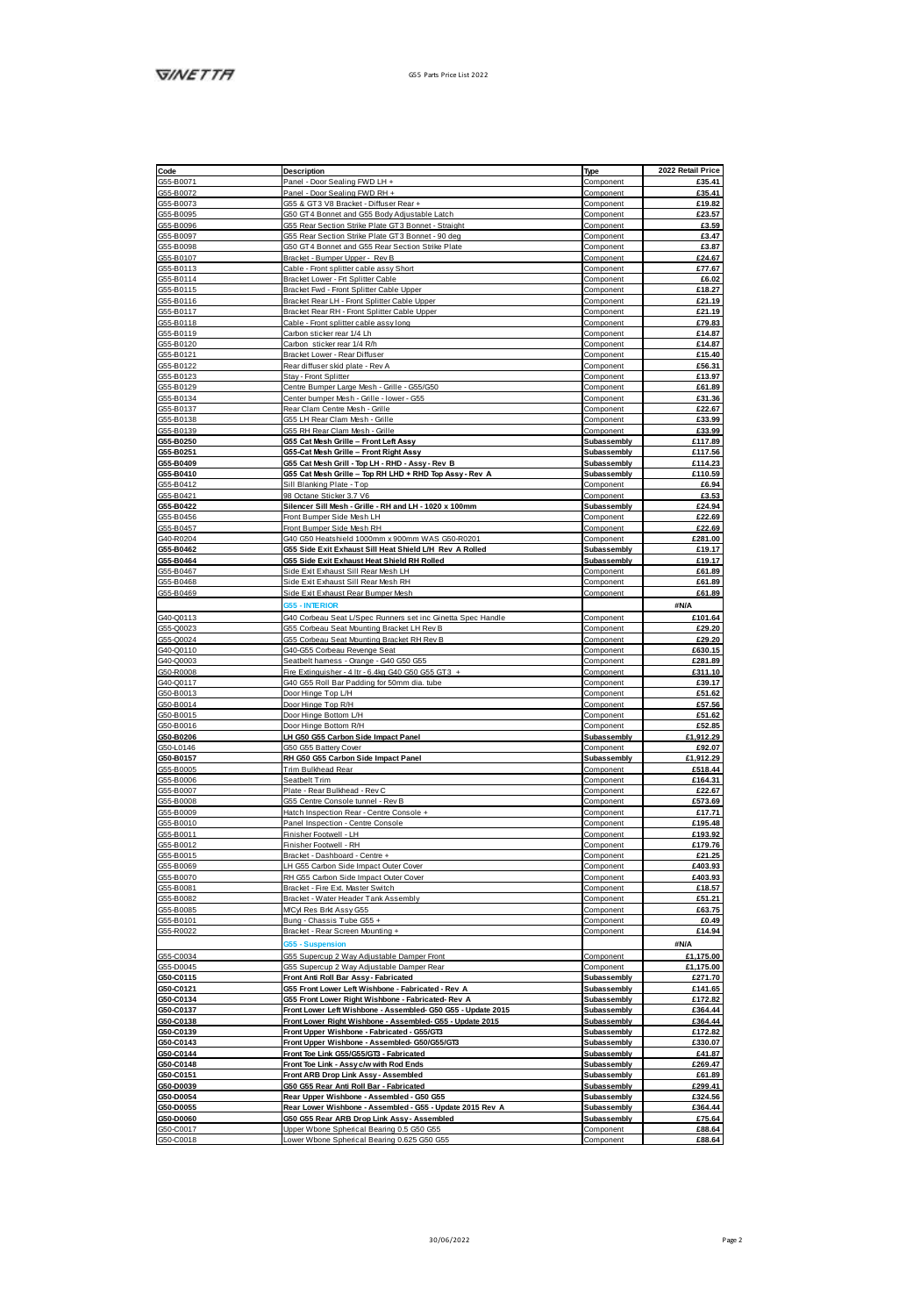| Code | Description | Type | 2022 Retail Price |
|---|---|---|---|
| G55-B0071 | Panel - Door Sealing FWD LH + | Component | £35.41 |
| G55-B0072 | Panel - Door Sealing FWD RH + | Component | £35.41 |
| G55-B0073 | G55 & GT3 V8 Bracket - Diffuser Rear + | Component | £19.82 |
| G55-B0095 | G50 GT4 Bonnet and G55 Body Adjustable Latch | Component | £23.57 |
| G55-B0096 | G55 Rear Section Strike Plate GT3 Bonnet - Straight | Component | £3.59 |
| G55-B0097 | G55 Rear Section Strike Plate GT3 Bonnet - 90 deg | Component | £3.47 |
| G55-B0098 | G50 GT4 Bonnet and G55 Rear Section Strike Plate | Component | £3.87 |
| G55-B0107 | Bracket - Bumper Upper - Rev B | Component | £24.67 |
| G55-B0113 | Cable - Front splitter cable assy Short | Component | £77.67 |
| G55-B0114 | Bracket Lower - Frt Splitter Cable | Component | £6.02 |
| G55-B0115 | Bracket Fwd - Front Splitter Cable Upper | Component | £18.27 |
| G55-B0116 | Bracket Rear LH - Front Splitter Cable Upper | Component | £21.19 |
| G55-B0117 | Bracket Rear RH - Front Splitter Cable Upper | Component | £21.19 |
| G55-B0118 | Cable - Front splitter cable assy long | Component | £79.83 |
| G55-B0119 | Carbon sticker rear 1/4 Lh | Component | £14.87 |
| G55-B0120 | Carbon sticker rear 1/4 R/h | Component | £14.87 |
| G55-B0121 | Bracket Lower - Rear Diffuser | Component | £15.40 |
| G55-B0122 | Rear diffuser skid plate - Rev A | Component | £56.31 |
| G55-B0123 | Stay - Front Splitter | Component | £13.97 |
| G55-B0129 | Centre Bumper Large Mesh - Grille - G55/G50 | Component | £61.89 |
| G55-B0134 | Center bumper Mesh - Grille - lower - G55 | Component | £31.36 |
| G55-B0137 | Rear Clam Centre Mesh - Grille | Component | £22.67 |
| G55-B0138 | G55 LH Rear Clam Mesh - Grille | Component | £33.99 |
| G55-B0139 | G55 RH Rear Clam Mesh - Grille | Component | £33.99 |
| **G55-B0250** | **G55 Cat Mesh Grille – Front Left Assy** | **Subassembly** | **£117.89** |
| **G55-B0251** | **G55-Cat Mesh Grille – Front Right Assy** | **Subassembly** | **£117.56** |
| **G55-B0409** | **G55 Cat Mesh Grill - Top LH - RHD - Assy - Rev B** | **Subassembly** | **£114.23** |
| **G55-B0410** | **G55 Cat Mesh Grille – Top RH LHD + RHD Top Assy - Rev A** | **Subassembly** | **£110.59** |
| G55-B0412 | Sill Blanking Plate - Top | Component | £6.94 |
| G55-B0421 | 98 Octane Sticker 3.7 V6 | Component | £3.53 |
| **G55-B0422** | **Silencer Sill Mesh - Grille - RH and LH - 1020 x 100mm** | **Subassembly** | **£24.94** |
| G55-B0456 | Front Bumper Side Mesh LH | Component | £22.69 |
| G55-B0457 | Front Bumper Side Mesh RH | Component | £22.69 |
| G40-R0204 | G40 G50 Heatshield 1000mm x 900mm WAS G50-R0201 | Component | £281.00 |
| **G55-B0462** | **G55 Side Exit Exhaust Sill Heat Shield L/H Rev A Rolled** | **Subassembly** | **£19.17** |
| **G55-B0464** | **G55 Side Exit Exhaust Heat Shield RH Rolled** | **Subassembly** | **£19.17** |
| G55-B0467 | Side Exit Exhaust Sill Rear Mesh LH | Component | £61.89 |
| G55-B0468 | Side Exit Exhaust Sill Rear Mesh RH | Component | £61.89 |
| G55-B0469 | Side Exit Exhaust Rear Bumper Mesh | Component | £61.89 |
| | **G55 - INTERIOR** | | **#N/A** |
| G40-Q0113 | G40 Corbeau Seat L/Spec Runners set inc Ginetta Spec Handle | Component | £101.64 |
| G55-Q0023 | G55 Corbeau Seat Mounting Bracket LH Rev B | Component | £29.20 |
| G55-Q0024 | G55 Corbeau Seat Mounting Bracket RH Rev B | Component | £29.20 |
| G40-Q0110 | G40-G55 Corbeau Revenge Seat | Component | £630.15 |
| G40-Q0003 | Seatbelt harness - Orange - G40 G50 G55 | Component | £281.89 |
| G50-R0008 | Fire Extinguisher - 4 ltr - 6.4kg G40 G50 G55 GT3 + | Component | £311.10 |
| G40-Q0117 | G40 G55 Roll Bar Padding for 50mm dia. tube | Component | £39.17 |
| G50-B0013 | Door Hinge Top L/H | Component | £51.62 |
| G50-B0014 | Door Hinge Top R/H | Component | £57.56 |
| G50-B0015 | Door Hinge Bottom L/H | Component | £51.62 |
| G50-B0016 | Door Hinge Bottom R/H | Component | £52.85 |
| **G50-B0206** | **LH G50 G55 Carbon Side Impact Panel** | **Subassembly** | **£1,912.29** |
| G50-L0146 | G50 G55 Battery Cover | Component | £92.07 |
| **G50-B0157** | **RH G50 G55 Carbon Side Impact Panel** | **Subassembly** | **£1,912.29** |
| G55-B0005 | Trim Bulkhead Rear | Component | £518.44 |
| G55-B0006 | Seatbelt Trim | Component | £164.31 |
| G55-B0007 | Plate - Rear Bulkhead - Rev C | Component | £22.67 |
| G55-B0008 | G55 Centre Console tunnel - Rev B | Component | £573.69 |
| G55-B0009 | Hatch Inspection Rear - Centre Console + | Component | £17.71 |
| G55-B0010 | Panel Inspection - Centre Console | Component | £195.48 |
| G55-B0011 | Finisher Footwell - LH | Component | £193.92 |
| G55-B0012 | Finisher Footwell - RH | Component | £179.76 |
| G55-B0015 | Bracket - Dashboard - Centre + | Component | £21.25 |
| G55-B0069 | LH G55 Carbon Side Impact Outer Cover | Component | £403.93 |
| G55-B0070 | RH G55 Carbon Side Impact Outer Cover | Component | £403.93 |
| G55-B0081 | Bracket - Fire Ext. Master Switch | Component | £18.57 |
| G55-B0082 | Bracket - Water Header Tank Assembly | Component | £51.21 |
| G55-B0085 | MCyl Res Brkt Assy G55 | Component | £63.75 |
| G55-B0101 | Bung - Chassis Tube G55 + | Component | £0.49 |
| G55-R0022 | Bracket - Rear Screen Mounting + | Component | £14.94 |
| | **G55 - Suspension** | | **#N/A** |
| G55-C0034 | G55 Supercup 2 Way Adjustable Damper Front | Component | £1,175.00 |
| G55-D0045 | G55 Supercup 2 Way Adjustable Damper Rear | Component | £1,175.00 |
| **G50-C0115** | **Front Anti Roll Bar Assy - Fabricated** | **Subassembly** | **£271.70** |
| **G50-C0121** | **G55 Front Lower Left Wishbone - Fabricated - Rev A** | **Subassembly** | **£141.65** |
| **G50-C0134** | **G55 Front Lower Right Wishbone - Fabricated- Rev A** | **Subassembly** | **£172.82** |
| **G50-C0137** | **Front Lower Left Wishbone - Assembled- G50 G55 - Update 2015** | **Subassembly** | **£364.44** |
| **G50-C0138** | **Front Lower Right Wishbone - Assembled- G55 - Update 2015** | **Subassembly** | **£364.44** |
| **G50-C0139** | **Front Upper Wishbone - Fabricated - G55/GT3** | **Subassembly** | **£172.82** |
| **G50-C0143** | **Front Upper Wishbone - Assembled- G50/G55/GT3** | **Subassembly** | **£330.07** |
| **G50-C0144** | **Front Toe Link G55/G55/GT3 - Fabricated** | **Subassembly** | **£41.87** |
| **G50-C0148** | **Front Toe Link - Assy c/w with Rod Ends** | **Subassembly** | **£269.47** |
| **G50-C0151** | **Front ARB Drop Link Assy - Assembled** | **Subassembly** | **£61.89** |
| **G50-D0039** | **G50 G55 Rear Anti Roll Bar - Fabricated** | **Subassembly** | **£299.41** |
| **G50-D0054** | **Rear Upper Wishbone - Assembled - G50 G55** | **Subassembly** | **£324.56** |
| **G50-D0055** | **Rear Lower Wishbone - Assembled - G55 - Update 2015 Rev A** | **Subassembly** | **£364.44** |
| **G50-D0060** | **G50 G55 Rear ARB Drop Link Assy - Assembled** | **Subassembly** | **£75.64** |
| G50-C0017 | Upper Wbone Spherical Bearing 0.5 G50 G55 | Component | £88.64 |
| G50-C0018 | Lower Wbone Spherical Bearing 0.625 G50 G55 | Component | £88.64 |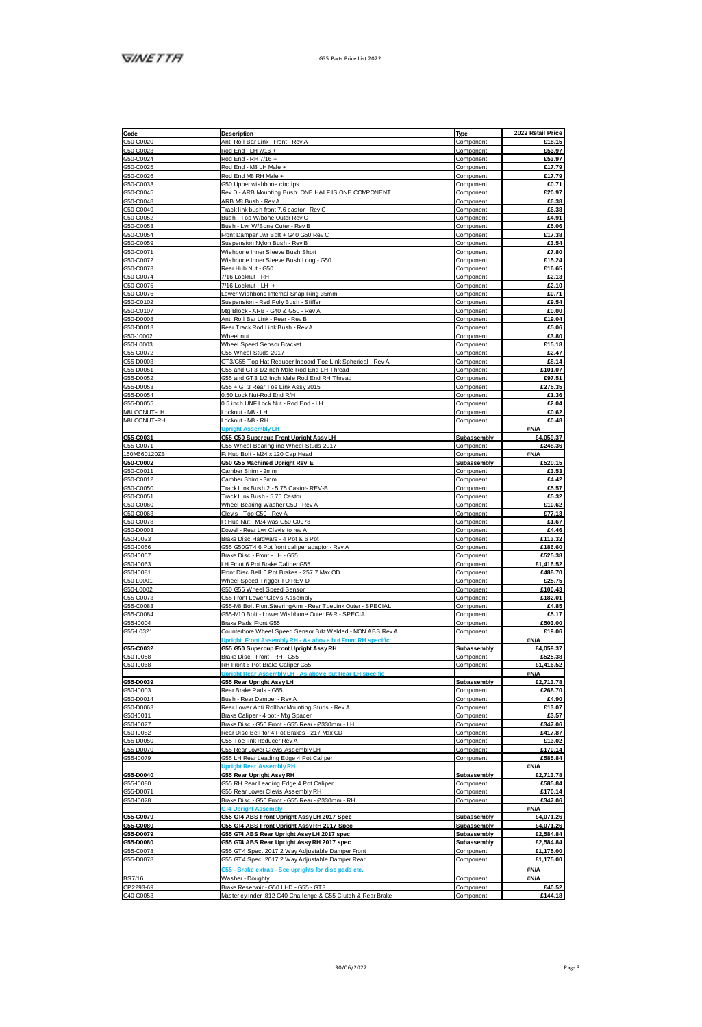| Code | Description | Type | 2022 Retail Price |
|---|---|---|---|
| G50-C0020 | Anti Roll Bar Link - Front - Rev A | Component | £18.15 |
| G50-C0023 | Rod End - LH 7/16 + | Component | £53.97 |
| G50-C0024 | Rod End - RH 7/16 + | Component | £53.97 |
| G50-C0025 | Rod End - M8 LH Male + | Component | £17.79 |
| G50-C0026 | Rod End M8 RH Male + | Component | £17.79 |
| G50-C0033 | G50 Upper wishbone circlips | Component | £0.71 |
| G50-C0045 | Rev D - ARB Mounting Bush ONE HALF IS ONE COMPONENT | Component | £20.97 |
| G50-C0048 | ARB M8 Bush - Rev A | Component | £6.38 |
| G50-C0049 | Track link bush front 7.6 castor - Rev C | Component | £6.38 |
| G50-C0052 | Bush - Top W/bone Outer Rev C | Component | £4.91 |
| G50-C0053 | Bush - Lwr W/Bone Outer - Rev B | Component | £5.06 |
| G50-C0054 | Front Damper Lwr Bolt + G40 G50 Rev C | Component | £17.38 |
| G50-C0059 | Suspension Nylon Bush - Rev B | Component | £3.54 |
| G50-C0071 | Wishbone Inner Sleeve Bush Short | Component | £7.80 |
| G50-C0072 | Wishbone Inner Sleeve Bush Long - G50 | Component | £15.24 |
| G50-C0073 | Rear Hub Nut - G50 | Component | £16.65 |
| G50-C0074 | 7/16 Locknut - RH | Component | £2.13 |
| G50-C0075 | 7/16 Locknut - LH + | Component | £2.10 |
| G50-C0076 | Lower Wishbone Internal Snap Ring 35mm | Component | £0.71 |
| G50-C0102 | Suspension - Red Poly Bush - Stiffer | Component | £9.54 |
| G50-C0107 | Mtg Block - ARB - G40 & G50 - Rev A | Component | £0.00 |
| G50-D0008 | Anti Roll Bar Link - Rear - Rev B | Component | £19.04 |
| G50-D0013 | Rear Track Rod Link Bush - Rev A | Component | £5.06 |
| G50-J0002 | Wheel nut | Component | £3.80 |
| G50-L0003 | Wheel Speed Sensor Bracket | Component | £15.18 |
| G55-C0072 | G55 Wheel Studs 2017 | Component | £2.47 |
| G55-D0003 | GT3/G55 Top Hat Reducer Inboard Toe Link Spherical - Rev A | Component | £8.14 |
| G55-D0051 | G55 and GT3 1/2inch Male Rod End LH Thread | Component | £101.07 |
| G55-D0052 | G55 and GT3 1/2 Inch Male Rod End RH Thread | Component | £97.51 |
| G55-D0053 | G55 + GT3 Rear Toe Link Assy 2015 | Component | £275.35 |
| G55-D0054 | 0.50 Lock Nut-Rod End R/H | Component | £1.36 |
| G55-D0055 | 0.5 inch UNF Lock Nut - Rod End - LH | Component | £2.04 |
| M8LOCNUT-LH | Locknut - M8 - LH | Component | £0.62 |
| M8LOCNUT-RH | Locknut - M8 - RH | Component | £0.48 |
| | Upright Assembly LH | | #N/A |
| **G55-C0031** | **G55 G50 Supercup Front Upright Assy LH** | **Subassembly** | **£4,059.37** |
| G55-C0071 | G55 Wheel Bearing inc Wheel Studs 2017 | Component | £248.36 |
| 150M660120ZB | Ft Hub Bolt - M24 x 120 Cap Head | Component | #N/A |
| **G50-C0002** | **G50 G55 Machined Upright Rev E** | **Subassembly** | **£520.15** |
| G50-C0011 | Camber Shim - 2mm | Component | £3.53 |
| G50-C0012 | Camber Shim - 3mm | Component | £4.42 |
| G50-C0050 | Track Link Bush 2 - 5.75 Castor- REV-B | Component | £5.57 |
| G50-C0051 | Track Link Bush - 5.75 Castor | Component | £5.32 |
| G50-C0060 | Wheel Bearing Washer G50 - Rev A | Component | £10.62 |
| G50-C0063 | Clevis - Top G50 - Rev A | Component | £77.13 |
| G50-C0078 | Ft Hub Nut - M24 was G50-C0078 | Component | £1.67 |
| G50-D0003 | Dowel - Rear Lwr Clevis to rev A | Component | £4.46 |
| G50-I0023 | Brake Disc Hardware - 4 Pot & 6 Pot | Component | £113.32 |
| G50-I0056 | G55 G50GT4 6 Pot front caliper adaptor - Rev A | Component | £186.60 |
| G50-I0057 | Brake Disc - Front - LH - G55 | Component | £525.38 |
| G50-I0063 | LH Front 6 Pot Brake Caliper G55 | Component | £1,416.52 |
| G50-I0081 | Front Disc Bell 6 Pot Brakes - 257.7 Max OD | Component | £488.70 |
| G50-L0001 | Wheel Speed Trigger TO REV D | Component | £25.75 |
| G50-L0002 | G50 G55 Wheel Speed Sensor | Component | £100.43 |
| G55-C0073 | G55 Front Lower Clevis Assembly | Component | £182.01 |
| G55-C0083 | G55-M8 Bolt FrontSteeringArm - Rear ToeLink Outer - SPECIAL | Component | £4.85 |
| G55-C0084 | G55-M10 Bolt - Lower Wishbone Outer F&R - SPECIAL | Component | £5.17 |
| G55-I0004 | Brake Pads Front G55 | Component | £503.00 |
| G55-L0321 | Counterbore Wheel Speed Sensor Brkt Welded - NON ABS Rev A | Component | £19.06 |
| | Upright Front Assembly RH - As above but Front RH specific | | #N/A |
| **G55-C0032** | **G55 G50 Supercup Front Upright Assy RH** | **Subassembly** | **£4,059.37** |
| G50-I0058 | Brake Disc - Front - RH - G55 | Component | £525.38 |
| G50-I0068 | RH Front 6 Pot Brake Caliper G55 | Component | £1,416.52 |
| | Upright Rear Assembly LH - As above but Rear LH specific | | #N/A |
| **G55-D0039** | **G55 Rear Upright Assy LH** | **Subassembly** | **£2,713.78** |
| G55-I0003 | Rear Brake Pads - G55 | Component | £268.70 |
| G50-D0014 | Bush - Rear Damper - Rev A | Component | £4.90 |
| G50-D0063 | Rear Lower Anti Rollbar Mounting Studs - Rev A | Component | £13.07 |
| G50-I0011 | Brake Caliper - 4 pot - Mtg Spacer | Component | £3.57 |
| G50-I0027 | Brake Disc - G50 Front - G55 Rear - Ø330mm - LH | Component | £347.06 |
| G50-I0082 | Rear Disc Bell for 4 Pot Brakes - 217 Max OD | Component | £417.87 |
| G55-D0050 | G55 Toe link Reducer Rev A | Component | £13.02 |
| G55-D0070 | G55 Rear Lower Clevis Assembly LH | Component | £170.14 |
| G55-I0079 | G55 LH Rear Leading Edge 4 Pot Caliper | Component | £585.84 |
| | Upright Rear Assembly RH | | #N/A |
| **G55-D0040** | **G55 Rear Upright Assy RH** | **Subassembly** | **£2,713.78** |
| G55-I0080 | G55 RH Rear Leading Edge 4 Pot Caliper | Component | £585.84 |
| G55-D0071 | G55 Rear Lower Clevis Assembly RH | Component | £170.14 |
| G50-I0028 | Brake Disc - G50 Front - G55 Rear - Ø330mm - RH | Component | £347.06 |
| | GT4 Upright Assembly | | #N/A |
| **G55-C0079** | **G55 GT4 ABS Front Upright Assy LH 2017 Spec** | **Subassembly** | **£4,071.26** |
| **G55-C0080** | **G55 GT4 ABS Front Upright Assy RH 2017 Spec** | **Subassembly** | **£4,071.26** |
| **G55-D0079** | **G55 GT4 ABS Rear Upright Assy LH 2017 spec** | **Subassembly** | **£2,584.84** |
| **G55-D0080** | **G55 GT4 ABS Rear Upright Assy RH 2017 spec** | **Subassembly** | **£2,584.84** |
| G55-C0078 | G55 GT4 Spec. 2017 2 Way Adjustable Damper Front | Component | £1,175.00 |
| G55-D0078 | G55 GT4 Spec. 2017 2 Way Adjustable Damper Rear | Component | £1,175.00 |
| | G55 - Brake extras - See uprights for disc pads etc. | | #N/A |
| BS7/16 | Washer - Doughty | Component | #N/A |
| CP2293-69 | Brake Reservoir - G50 LHD - G55 - GT3 | Component | £40.52 |
| G40-G0053 | Master cylinder .812 G40 Challenge & G55 Clutch & Rear Brake | Component | £144.18 |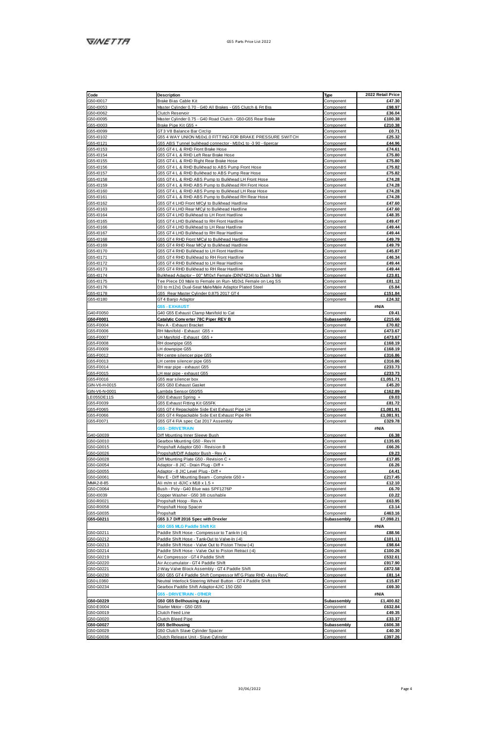| Code | Description | Type | 2022 Retail Price |
|---|---|---|---|
| G50-I0017 | Brake Bias Cable Kit | Component | £47.30 |
| G50-I0053 | Master Cylinder 0.70 - G40 All Brakes - G55 Clutch & Frt Bra | Component | £98.97 |
| G50-I0062 | Clutch Reservoir | Component | £36.04 |
| G50-I0095 | Master Cylinder 0.75 - G40 Road Clutch - G50-G55 Rear Brake | Component | £100.38 |
| G55-I0003 | Brake Pipe Kit G55 + | Component | £210.38 |
| G55-I0099 | GT3 V8 Balance Bar Circlip | Component | £0.71 |
| G55-I0102 | G55 4 WAY UNION M10x1.0 FITTING FOR BRAKE PRESSURE SWITCH | Component | £25.32 |
| G55-I0121 | G55 ABS Tunnel bulkhead connector - M10x1 to -3 90 - 6percar | Component | £44.96 |
| G55-I0153 | G55 GT4 L & RHD Front Brake Hose | Component | £74.61 |
| G55-I0154 | G55 GT4 L & RHD Left Rear Brake Hose | Component | £75.80 |
| G55-I0155 | G55 GT4 L & RHD Right Rear Brake Hose | Component | £75.80 |
| G55-I0156 | G55 GT4 L & RHD Bulkhead to ABS Pump Front Hose | Component | £75.82 |
| G55-I0157 | G55 GT4 L & RHD Bulkhead to ABS Pump Rear Hose | Component | £75.82 |
| G55-I0158 | G55 GT4 L & RHD ABS Pump to Bulkhead LH Front Hose | Component | £74.28 |
| G55-I0159 | G55 GT4 L & RHD ABS Pump to Bulkhead RH Front Hose | Component | £74.28 |
| G55-I0160 | G55 GT4 L & RHD ABS Pump to Bulkhead LH Rear Hose | Component | £74.28 |
| G55-I0161 | G55 GT4 L & RHD ABS Pump to Bulkhead RH Rear Hose | Component | £74.28 |
| G55-I0162 | G55 GT4 LHD Front M/Cyl to Bulkhead Hardline | Component | £47.60 |
| G55-I0163 | G55 GT4 LHD Rear M/Cyl to Bulkhead Hardline | Component | £47.60 |
| G55-I0164 | G55 GT4 LHD Bulkhead to LH Front Hardline | Component | £48.35 |
| G55-I0165 | G55 GT4 LHD Bulkhead to RH Front Hardline | Component | £49.47 |
| G55-I0166 | G55 GT4 LHD Bulkhead to LH Rear Hardline | Component | £49.44 |
| G55-I0167 | G55 GT4 LHD Bulkhead to RH Rear Hardline | Component | £49.44 |
| G55-I0168 | G55 GT4 RHD Front M/Cyl to Bulkhead Hardline | Component | £49.79 |
| G55-I0169 | G55 GT4 RHD Rear M/Cyl to Bulkhead Hardline | Component | £49.79 |
| G55-I0170 | G55 GT4 RHD Bulkhead to LH Front Hardline | Component | £45.87 |
| G55-I0171 | G55 GT4 RHD Bulkhead to RH Front Hardline | Component | £46.34 |
| G55-I0172 | G55 GT4 RHD Bulkhead to LH Rear Hardline | Component | £49.44 |
| G55-I0173 | G55 GT4 RHD Bulkhead to RH Rear Hardline | Component | £49.44 |
| G55-I0174 | Bulkhead Adaptor – 00° M10x1 Female (DIN74234) to Dash 3 Mal | Component | £23.81 |
| G55-I0175 | Tee Piece D3 Male to Female on Run- M10x1 Female on Leg SS | Component | £81.12 |
| G55-I0176 | D3 to m12x1 Dual-Seat Male/Male Adaptor Plated Steel | Component | £5.84 |
| G55-I0178 | G55 Rear Master Cylinder 0.875 2017 GT4 | Component | £151.84 |
| G55-I0180 | GT4 Banjo Adaptor | Component | £24.32 |
| | **G55 - EXHAUST** | | #N/A |
| G40-F0050 | G40 G55 Exhaust Clamp Manifold to Cat | Component | £9.41 |
| **G50-F0001** | **Catalytic Converter 78C Piper REV B** | **Subassembly** | £215.66 |
| G55-F0004 | Rev A - Exhaust Bracket | Component | £70.82 |
| G55-F0006 | RH Manifold - Exhaust G55 + | Component | £473.67 |
| G55-F0007 | LH Manifold - Exhaust G55 + | Component | £473.67 |
| G55-F0008 | RH downpipe G55 | Component | £168.19 |
| G55-F0009 | LH downpipe G55 | Component | £168.19 |
| G55-F0012 | RH centre silencer pipe G55 | Component | £316.86 |
| G55-F0013 | LH centre silencer pipe G55 | Component | £316.86 |
| G55-F0014 | RH rear pipe - exhaust G55 | Component | £233.73 |
| G55-F0015 | LH rear pipe - exhaust G55 | Component | £233.73 |
| G55-F0016 | G55 rear silencer box | Component | £1,051.71 |
| GIN-V6-H-0015 | G55 G50 Exhaust Gasket | Component | £45.20 |
| GIN-V6-N-0001 | Lambda Sensor G50/55 | Component | £162.89 |
| LE055DE11S | G50 Exhaust Spring + | Component | £9.03 |
| G55-F0039 | G55 Exhaust Fitting Kit G55FK | Component | £81.72 |
| G55-F0065 | G55 GT4 Repackable Side Exit Exhaust Pipe LH | Component | £1,081.91 |
| G55-F0066 | G55 GT4 Repackable Side Exit Exhaust Pipe RH | Component | £1,081.91 |
| G55-F0071 | G55 GT4 FIA spec Cat 2017 Assembly | Component | £329.78 |
| | **G55 - DRIVETRAIN** | | #N/A |
| G40-G0039 | Diff Mounting Inner Sleeve Bush | Component | £6.38 |
| G50-G0010 | Gearbox Mounting G50 - Rev H | Component | £135.65 |
| G50-G0015 | Propshaft Adaptor G50 - Revision B | Component | £66.26 |
| G50-G0026 | Propshaft/Diff Adaptor Bush - Rev A | Component | £9.23 |
| G50-G0028 | Diff Mounting Plate G50 - Revision C + | Component | £17.85 |
| G50-G0054 | Adaptor - 8 JIC - Drain Plug - Diff + | Component | £6.26 |
| G50-G0055 | Adaptor - 8 JIC Level Plug - Diff + | Component | £4.41 |
| G50-G0061 | Rev E - Diff Mounting Beam - Complete G50 + | Component | £217.45 |
| MMA2-8-85 | Ali m/m st -8JIC x M18 x 1.5 + | Component | £12.10 |
| G50-C0064 | Bush - Poly - G40 Blue was SPF1276P | Component | £6.70 |
| G50-I0039 | Copper Washer - G50 3/8 crushable | Component | £0.22 |
| G50-R0021 | Propshaft Hoop - Rev A | Component | £63.95 |
| G50-R0058 | Propshaft Hoop Spacer | Component | £3.14 |
| G55-G0035 | Propshaft | Component | £463.16 |
| **G55-G0211** | **G55 3.7 Diff 2016 Spec with Drexler** | **Subassembly** | £7,098.21 |
| | **G50 G55 MLG Paddle Shift Kit** | | #N/A |
| G50-G0211 | Paddle Shift Hose - Compressor to Tank-In (-4) | Component | £88.56 |
| G50-G0212 | Paddle Shift Hose - Tank-Out to Valve-In (-4) | Component | £101.11 |
| G50-G0213 | Paddle Shift Hose - Valve Out to Piston Throw (-4) | Component | £98.64 |
| G50-G0214 | Paddle Shift Hose - Valve Out to Piston Retract (-4) | Component | £100.26 |
| G50-G0219 | Air Compressor - GT4 Paddle Shift | Component | £532.61 |
| G50-G0220 | Air Accumulator - GT4 Paddle Shift | Component | £917.90 |
| G50-G0221 | 2-Way Valve Block Assembly - GT4 Paddle Shift | Component | £872.58 |
| G50-G0230 | G50 G55 GT4 Paddle Shift Compressor MTG Plate RHD -Assy RevC | Component | £81.14 |
| G50-L0360 | Neutral Interlock Steering Wheel Button - GT4 Paddle Shift | Component | £15.87 |
| G50-G0234 | Gearbox Paddle Shift Adaptor-4JIC 150 G50 | Component | £69.30 |
| | **G55 - DRIVETRAIN - OTHER** | | #N/A |
| **G50-G0229** | **G50 G55 Bellhousing Assy** | **Subassembly** | £1,400.82 |
| G50-E0004 | Starter Motor - G50 G55 | Component | £632.84 |
| G50-G0019 | Clutch Feed Line | Component | £49.35 |
| G50-G0020 | Clutch Bleed Pipe | Component | £33.37 |
| **G50-G0027** | **G55 Bellhousing** | **Subassembly** | £606.38 |
| G50-G0029 | G50 Clutch Slave Cylinder Spacer | Component | £40.30 |
| G50-G0036 | Clutch Release Unit - Slave Cylinder | Component | £397.26 |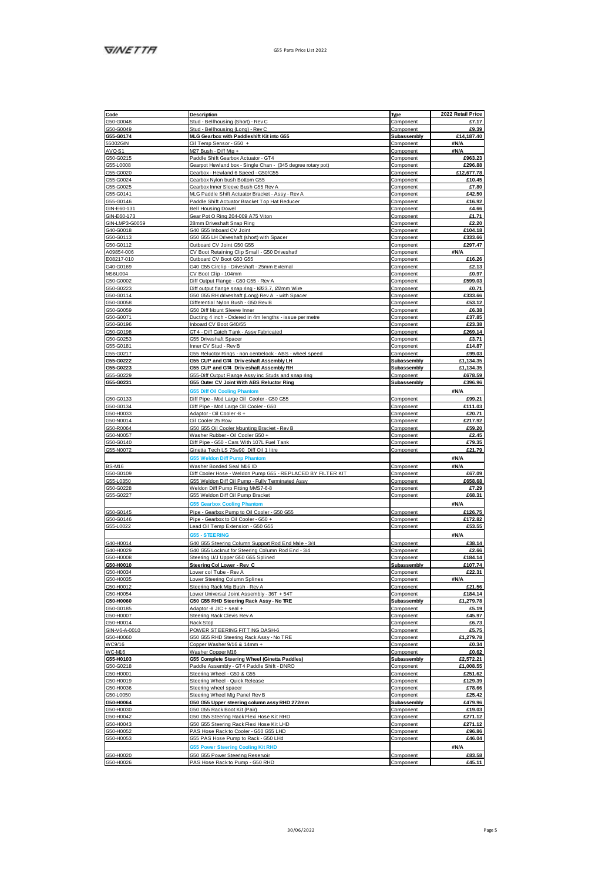| Code | Description | Type | 2022 Retail Price |
|---|---|---|---|
| G50-G0048 | Stud - Bellhousing (Short) - Rev C | Component | £7.17 |
| G50-G0049 | Stud - Bellhousing (Long) - Rev C | Component | £9.39 |
| **G55-G0174** | **MLG Gearbox with Paddleshift Kit into G55** | **Subassembly** | **£14,187.40** |
| 55002GIN | Oil Temp Sensor - G50 + | Component | #N/A |
| AVO-S1 | M27 Bush - Diff Mtg + | Component | #N/A |
| G50-G0215 | Paddle Shift Gearbox Actuator - GT4 | Component | £963.23 |
| G55-L0008 | Gearpot Hewland box - Single Chan - (345 degree rotary pot) | Component | £296.88 |
| G55-G0020 | Gearbox - Hewland 6 Speed - G50/G55 | Component | £12,677.78 |
| G55-G0024 | Gearbox Nylon bush Bottom G55 | Component | £10.45 |
| G55-G0025 | Gearbox Inner Sleeve Bush G55 Rev A | Component | £7.80 |
| G55-G0141 | MLG Paddle Shift Actuator Bracket - Assy - Rev A | Component | £42.50 |
| G55-G0146 | Paddle Shift Actuator Bracket Top Hat Reducer | Component | £16.92 |
| GIN-E60-131 | Bell Housing Dowel | Component | £4.66 |
| GIN-E60-173 | Gear Pot O Ring 204-009 A75 Viton | Component | £1.71 |
| GIN-LMP3-G0059 | 28mm Driveshaft Snap Ring | Component | £2.20 |
| G40-G0018 | G40 G55 Inboard CV Joint | Component | £104.18 |
| G50-G0113 | G50 G55 LH Driveshaft (short) with Spacer | Component | £333.66 |
| G50-G0112 | Outboard CV Joint G50 G55 | Component | £297.47 |
| A09854-006 | CV Boot Retaining Clip Small - G50 Driveshatf | Component | #N/A |
| E08217-010 | Outboard CV Boot G50 G55 | Component | £16.26 |
| G40-G0169 | G40 G55 Circlip - Driveshaft - 25mm External | Component | £2.13 |
| MS6U004 | CV Boot Clip - 104mm | Component | £0.97 |
| G50-G0002 | Diff Output Flange - G50 G55 - Rev A | Component | £599.03 |
| G50-G0223 | Diff output flange snap ring - IØ23.7, Ø2mm Wire | Component | £0.71 |
| G50-G0114 | G50 G55 RH driveshaft (Long) Rev A - with Spacer | Component | £333.66 |
| G50-G0058 | Differential Nylon Bush - G50 Rev B | Component | £53.12 |
| G50-G0059 | G50 Diff Mount Sleeve Inner | Component | £6.38 |
| G50-G0071 | Ducting 4 inch - Ordered in 4m lengths - issue per metre | Component | £37.85 |
| G50-G0196 | Inboard CV Boot G40/55 | Component | £23.38 |
| G50-G0198 | GT4 - Diff Catch Tank - Assy Fabricated | Component | £269.14 |
| G50-G0253 | G55 Driveshaft Spacer | Component | £3.71 |
| G55-G0181 | Inner CV Stud - Rev B | Component | £14.87 |
| G55-G0217 | G55 Reluctor Rings - non centrelock - ABS - wheel speed | Component | £99.03 |
| **G55-G0222** | **G55 CUP and GT4 Driveshaft Assembly LH** | **Subassembly** | **£1,134.35** |
| **G55-G0223** | **G55 CUP and GT4 Driveshaft Assembly RH** | **Subassembly** | **£1,134.35** |
| G55-G0229 | G55-Diff Output Flange Assy inc Studs and snap ring | Component | £678.59 |
| **G55-G0231** | **G55 Outer CV Joint With ABS Reluctor Ring** | **Subassembly** | **£396.96** |
| | **G55 Diff Oil Cooling Phantom** | | #N/A |
| G50-G0133 | Diff Pipe - Mod Large Oil Cooler - G50 G55 | Component | £99.21 |
| G50-G0134 | Diff Pipe - Mod Large Oil Cooler - G50 | Component | £111.03 |
| G50-H0033 | Adaptor - Oil Cooler -8 + | Component | £20.71 |
| G50-N0014 | Oil Cooler 25 Row | Component | £217.92 |
| G50-R0064 | G50 G55 Oil Cooler Mounting Bracket - Rev B | Component | £59.20 |
| G50-N0057 | Washer Rubber - Oil Cooler G50 + | Component | £2.45 |
| G50-G0140 | Diff Pipe - G50 - Cars With 107L Fuel Tank | Component | £79.35 |
| G55-N0072 | Ginetta Tech LS 75w90 Diff Oil 1 litre | Component | £21.79 |
| | **G55 Weldon Diff Pump Phantom** | | #N/A |
| BS-M16 | Washer Bonded Seal M16 ID | Component | #N/A |
| G50-G0109 | Diff Cooler Hose - Weldon Pump G55 - REPLACED BY FILTER KIT | Component | £67.09 |
| G55-L0350 | G55 Weldon Diff Oil Pump - Fully Terminated Assy | Component | £658.68 |
| G50-G0228 | Weldon Diff Pump Fitting MMS7-6-8 | Component | £7.29 |
| G55-G0227 | G55 Weldon Diff Oil Pump Bracket | Component | £68.31 |
| | **G55 Gearbox Cooling Phantom** | | #N/A |
| G50-G0145 | Pipe - Gearbox Pump to Oil Cooler - G50 G55 | Component | £126.75 |
| G50-G0146 | Pipe - Gearbox to Oil Cooler - G50 + | Component | £172.82 |
| G55-L0022 | Lead Oil Temp Extension - G50 G55 | Component | £53.55 |
| | **G55 - STEERING** | | #N/A |
| G40-H0014 | G40 G55 Steering Column Support Rod End Male - 3/4 | Component | £38.14 |
| G40-H0029 | G40 G55 Locknut for Steering Column Rod End - 3/4 | Component | £2.66 |
| G50-H0008 | Steering U/J Upper G50 G55 Splined | Component | £184.14 |
| **G50-H0010** | **Steering Col Lower - Rev C** | **Subassembly** | **£107.74** |
| G50-H0034 | Lower col Tube - Rev A | Component | £22.31 |
| G50-H0035 | Lower Steering Column Splines | Component | #N/A |
| G50-H0012 | Steering Rack Mtg Bush - Rev A | Component | £21.56 |
| G50-H0054 | Lower Universal Joint Assembly - 36T + 54T | Component | £184.14 |
| **G50-H0060** | **G50 G55 RHD Steering Rack Assy - No TRE** | **Subassembly** | **£1,279.78** |
| G50-G0185 | Adaptor -8 JIC + seal + | Component | £5.19 |
| G50-H0007 | Steering Rack Clevis Rev A | Component | £45.97 |
| G50-H0014 | Rack Stop | Component | £6.73 |
| GIN-V6-A-0010 | POWER STEERING FITTING DASH-6 | Component | £5.75 |
| G50-H0060 | G50 G55 RHD Steering Rack Assy - No TRE | Component | £1,279.78 |
| WC9/16 | Copper Washer 9/16 & 14mm + | Component | £0.34 |
| WC-M16 | Washer Copper M16 | Component | £0.62 |
| **G55-H0103** | **G55 Complete Steering Wheel (Ginetta Paddles)** | **Subassembly** | **£2,572.21** |
| G50-G0218 | Paddle Assembly - GT4 Paddle Shift - DNRO | Component | £1,008.55 |
| G50-H0001 | Steering Wheel - G50 & G55 | Component | £251.62 |
| G50-H0019 | Steering Wheel - Quick Release | Component | £129.39 |
| G50-H0036 | Steering wheel spacer | Component | £78.66 |
| G50-L0050 | Steering Wheel Mtg Panel Rev B | Component | £25.42 |
| **G50-H0064** | **G50 G55 Upper steering column assy RHD 272mm** | **Subassembly** | **£479.96** |
| G50-H0030 | G50 G55 Rack Boot Kit (Pair) | Component | £19.03 |
| G50-H0042 | G50 G55 Steering Rack Flex Hose Kit RHD | Component | £271.12 |
| G50-H0043 | G50 G55 Steering Rack Flex Hose Kit LHD | Component | £271.12 |
| G50-H0052 | PAS Hose Rack to Cooler - G50 G55 LHD | Component | £96.86 |
| G50-H0053 | G55 PAS Hose Pump to Rack - G50 LHd | Component | £46.04 |
| | **G55 Power Steering Cooling Kit RHD** | | #N/A |
| G50-H0020 | G50 G55 Power Steering Reservoir | Component | £83.58 |
| G50-H0026 | PAS Hose Rack to Pump - G50 RHD | Component | £45.11 |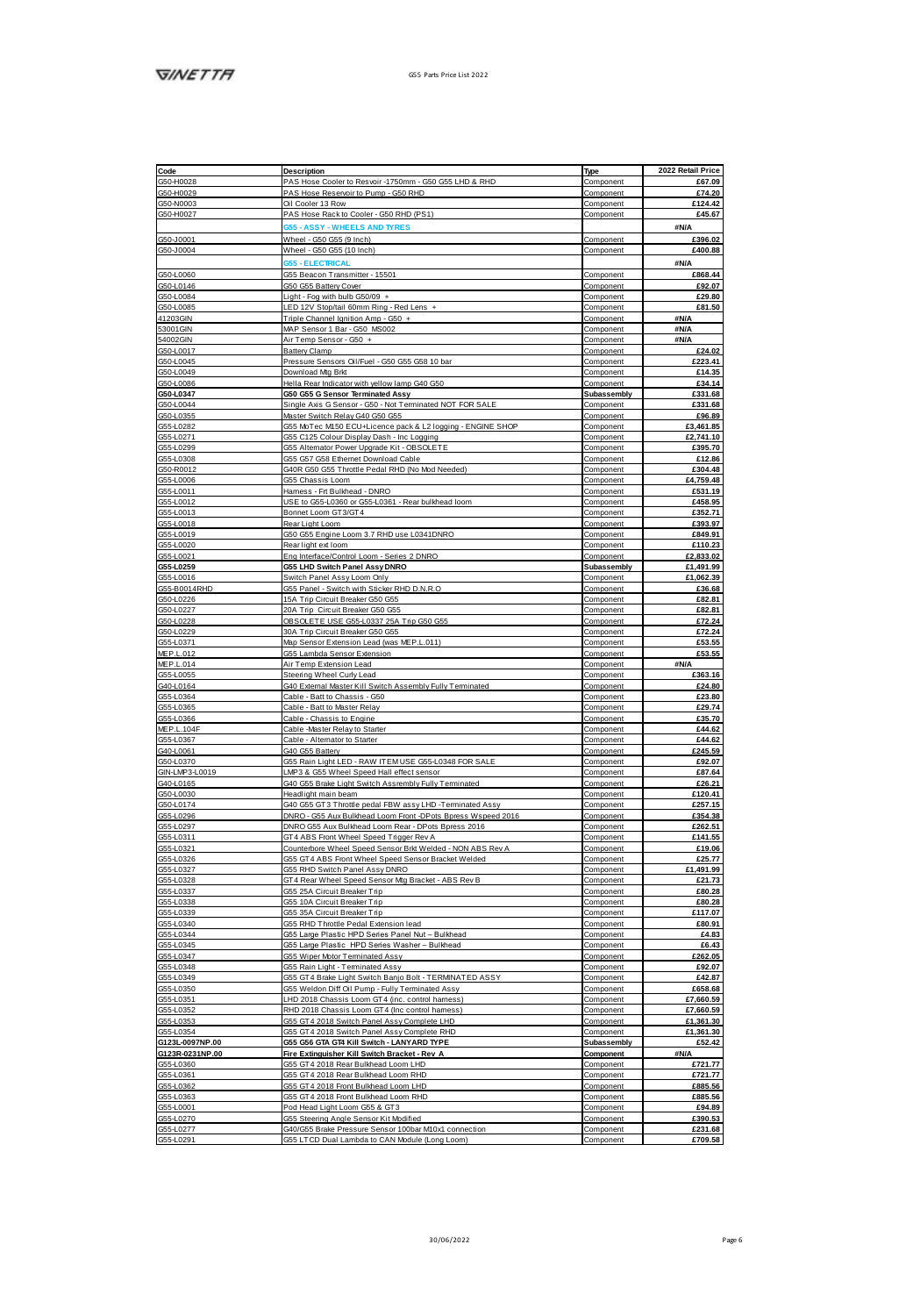| Code | Description | Type | 2022 Retail Price |
|---|---|---|---|
| G50-H0028 | PAS Hose Cooler to Resvoir -1750mm - G50 G55 LHD & RHD | Component | £67.09 |
| G50-H0029 | PAS Hose Reservoir to Pump - G50 RHD | Component | £74.20 |
| G50-N0003 | Oil Cooler 13 Row | Component | £124.42 |
| G50-H0027 | PAS Hose Rack to Cooler - G50 RHD (PS1) | Component | £45.67 |
| | **G55 - ASSY - WHEELS AND TYRES** | | **#N/A** |
| G50-J0001 | Wheel - G50 G55 (9 Inch) | Component | £396.02 |
| G50-J0004 | Wheel - G50 G55 (10 Inch) | Component | £400.88 |
| | **G55 - ELECTRICAL** | | **#N/A** |
| G50-L0060 | G55 Beacon Transmitter - 15501 | Component | £868.44 |
| G50-L0146 | G50 G55 Battery Cover | Component | £92.07 |
| G50-L0084 | Light - Fog with bulb G50/09 + | Component | £29.80 |
| G50-L0085 | LED 12V Stop/tail 60mm Ring - Red Lens + | Component | £81.50 |
| 41203GIN | Triple Channel Ignition Amp - G50 + | Component | #N/A |
| 53001GIN | MAP Sensor 1 Bar - G50 MS002 | Component | #N/A |
| 54002GIN | Air Temp Sensor - G50 + | Component | #N/A |
| G50-L0017 | Battery Clamp | Component | £24.02 |
| G50-L0045 | Pressure Sensors Oil/Fuel - G50 G55 G58 10 bar | Component | £223.41 |
| G50-L0049 | Download Mtg Brkt | Component | £14.35 |
| G50-L0086 | Hella Rear Indicator with yellow lamp G40 G50 | Component | £34.14 |
| **G50-L0347** | **G50 G55 G Sensor Terminated Assy** | **Subassembly** | £331.68 |
| G50-L0044 | Single Axis G Sensor - G50 - Not Terminated NOT FOR SALE | Component | £331.68 |
| G50-L0355 | Master Switch Relay G40 G50 G55 | Component | £96.89 |
| G55-L0282 | G55 MoTec M150 ECU+Licence pack & L2 logging - ENGINE SHOP | Component | £3,461.85 |
| G55-L0271 | G55 C125 Colour Display Dash - Inc Logging | Component | £2,741.10 |
| G55-L0299 | G55 Alternator Power Upgrade Kit - OBSOLETE | Component | £395.70 |
| G55-L0308 | G55 G57 G58 Ethernet Download Cable | Component | £12.86 |
| G50-R0012 | G40R G50 G55 Throttle Pedal RHD (No Mod Needed) | Component | £304.48 |
| G55-L0006 | G55 Chassis Loom | Component | £4,759.48 |
| G55-L0011 | Harness - Frt Bulkhead - DNRO | Component | £531.19 |
| G55-L0012 | USE to G55-L0360 or G55-L0361 - Rear bulkhead loom | Component | £458.95 |
| G55-L0013 | Bonnet Loom GT3/GT4 | Component | £352.71 |
| G55-L0018 | Rear Light Loom | Component | £393.97 |
| G55-L0019 | G50 G55 Engine Loom 3.7 RHD use L0341DNRO | Component | £849.91 |
| G55-L0020 | Rear light ext loom | Component | £110.23 |
| G55-L0021 | Eng Interface/Control Loom - Series 2 DNRO | Component | £2,833.02 |
| **G55-L0259** | **G55 LHD Switch Panel Assy DNRO** | **Subassembly** | £1,491.99 |
| G55-L0016 | Switch Panel Assy Loom Only | Component | £1,062.39 |
| G55-B0014RHD | G55 Panel - Switch with Sticker RHD D.N.R.O | Component | £36.68 |
| G50-L0226 | 15A Trip Circuit Breaker G50 G55 | Component | £82.81 |
| G50-L0227 | 20A Trip Circuit Breaker G50 G55 | Component | £82.81 |
| G50-L0228 | OBSOLETE USE G55-L0337 25A Trip G50 G55 | Component | £72.24 |
| G50-L0229 | 30A Trip Circuit Breaker G50 G55 | Component | £72.24 |
| G55-L0371 | Map Sensor Extension Lead (was MEP.L.011) | Component | £53.55 |
| MEP.L.012 | G55 Lambda Sensor Extension | Component | £53.55 |
| MEP.L.014 | Air Temp Extension Lead | Component | #N/A |
| G55-L0055 | Steering Wheel Curly Lead | Component | £363.16 |
| G40-L0164 | G40 External Master Kill Switch Assembly Fully Terminated | Component | £24.80 |
| G55-L0364 | Cable - Batt to Chassis - G50 | Component | £23.80 |
| G55-L0365 | Cable - Batt to Master Relay | Component | £29.74 |
| G55-L0366 | Cable - Chassis to Engine | Component | £35.70 |
| MEP.L.104F | Cable -Master Relay to Starter | Component | £44.62 |
| G55-L0367 | Cable - Alternator to Starter | Component | £44.62 |
| G40-L0061 | G40 G55 Battery | Component | £245.59 |
| G50-L0370 | G55 Rain Light LED - RAW ITEM USE G55-L0348 FOR SALE | Component | £92.07 |
| GIN-LMP3-L0019 | LMP3 & G55 Wheel Speed Hall effect sensor | Component | £87.64 |
| G40-L0165 | G40 G55 Brake Light Switch Assrembly Fully Terminated | Component | £26.21 |
| G50-L0030 | Headlight main beam | Component | £120.41 |
| G50-L0174 | G40 G55 GT3 Throttle pedal FBW assy LHD -Terminated Assy | Component | £257.15 |
| G55-L0296 | DNRO - G55 Aux Bulkhead Loom Front -DPots Bpress Wspeed 2016 | Component | £354.38 |
| G55-L0297 | DNRO G55 Aux Bulkhead Loom Rear - DPots Bpress 2016 | Component | £262.51 |
| G55-L0311 | GT4 ABS Front Wheel Speed Trigger Rev A | Component | £141.55 |
| G55-L0321 | Counterbore Wheel Speed Sensor Brkt Welded - NON ABS Rev A | Component | £19.06 |
| G55-L0326 | G55 GT4 ABS Front Wheel Speed Sensor Bracket Welded | Component | £25.77 |
| G55-L0327 | G55 RHD Switch Panel Assy DNRO | Component | £1,491.99 |
| G55-L0328 | GT4 Rear Wheel Speed Sensor Mtg Bracket - ABS Rev B | Component | £21.73 |
| G55-L0337 | G55 25A Circuit Breaker Trip | Component | £80.28 |
| G55-L0338 | G55 10A Circuit Breaker Trip | Component | £80.28 |
| G55-L0339 | G55 35A Circuit Breaker Trip | Component | £117.07 |
| G55-L0340 | G55 RHD Throttle Pedal Extension lead | Component | £80.91 |
| G55-L0344 | G55 Large Plastic HPD Series Panel Nut – Bulkhead | Component | £4.83 |
| G55-L0345 | G55 Large Plastic HPD Series Washer – Bulkhead | Component | £6.43 |
| G55-L0347 | G55 Wiper Motor Terminated Assy | Component | £262.05 |
| G55-L0348 | G55 Rain Light - Terminated Assy | Component | £92.07 |
| G55-L0349 | G55 GT4 Brake Light Switch Banjo Bolt - TERMINATED ASSY | Component | £42.87 |
| G55-L0350 | G55 Weldon Diff Oil Pump - Fully Terminated Assy | Component | £658.68 |
| G55-L0351 | LHD 2018 Chassis Loom GT4 (inc. control harness) | Component | £7,660.59 |
| G55-L0352 | RHD 2018 Chassis Loom GT4 (Inc control harness) | Component | £7,660.59 |
| G55-L0353 | G55 GT4 2018 Switch Panel Assy Complete LHD | Component | £1,361.30 |
| G55-L0354 | G55 GT4 2018 Switch Panel Assy Complete RHD | Component | £1,361.30 |
| **G123L-0097NP.00** | **G55 G56 GTA GT4 Kill Switch - LANYARD TYPE** | **Subassembly** | £52.42 |
| **G123R-0231NP.00** | **Fire Extinguisher Kill Switch Bracket - Rev A** | **Component** | #N/A |
| G55-L0360 | G55 GT4 2018 Rear Bulkhead Loom LHD | Component | £721.77 |
| G55-L0361 | G55 GT4 2018 Rear Bulkhead Loom RHD | Component | £721.77 |
| G55-L0362 | G55 GT4 2018 Front Bulkhead Loom LHD | Component | £885.56 |
| G55-L0363 | G55 GT4 2018 Front Bulkhead Loom RHD | Component | £885.56 |
| G55-L0001 | Pod Head Light Loom G55 & GT3 | Component | £94.89 |
| G55-L0270 | G55 Steering Angle Sensor Kit Modified | Component | £390.53 |
| G55-L0277 | G40/G55 Brake Pressure Sensor 100bar M10x1 connection | Component | £231.68 |
| G55-L0291 | G55 LTCD Dual Lambda to CAN Module (Long Loom) | Component | £709.58 |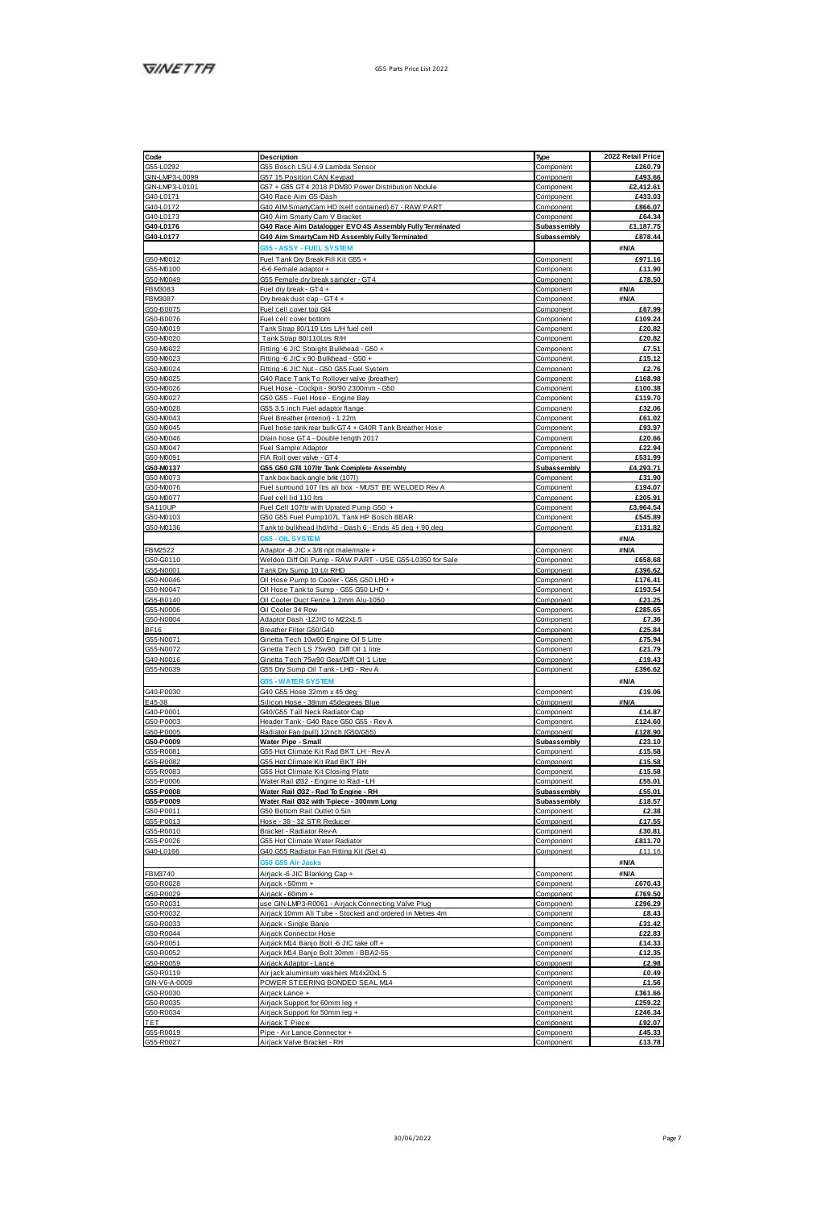| Code | Description | Type | 2022 Retail Price |
|---|---|---|---|
| G55-L0292 | G55 Bosch LSU 4.9 Lambda Sensor | Component | £260.79 |
| GIN-LMP3-L0099 | G57 15 Position CAN Keypad | Component | £493.66 |
| GIN-LMP3-L0101 | G57 + G55 GT4 2018 PDM30 Power Distribution Module | Component | £2,412.61 |
| G40-L0171 | G40 Race Aim GS-Dash | Component | £433.03 |
| G40-L0172 | G40 AIM SmartyCam HD (self contained) 67 - RAW PART | Component | £866.07 |
| G40-L0173 | G40 Aim Smarty Cam V Bracket | Component | £64.34 |
| **G40-L0176** | **G40 Race Aim Datalogger EVO 4S Assembly Fully Terminated** | **Subassembly** | **£1,187.75** |
| **G40-L0177** | **G40 Aim SmartyCam HD Assembly Fully Terminated** | **Subassembly** | **£878.44** |
| | **G55 - ASSY - FUEL SYSTEM** | | **#N/A** |
| G50-M0012 | Fuel Tank Dry Break Fill Kit G55 + | Component | £971.16 |
| G55-M0100 | -6-6 Female adaptor + | Component | £11.90 |
| G50-M0049 | G55 Female dry break sampler - GT4 | Component | £78.50 |
| FBM3083 | Fuel dry break - GT4 + | Component | #N/A |
| FBM3087 | Dry break dust cap - GT4 + | Component | #N/A |
| G50-B0075 | Fuel cell cover top Gt4 | Component | £67.99 |
| G50-B0076 | Fuel cell cover bottom | Component | £109.24 |
| G50-M0019 | Tank Strap 80/110 Ltrs L/H fuel cell | Component | £20.82 |
| G50-M0020 | Tank Strap 80/110Ltrs R/H | Component | £20.82 |
| G50-M0022 | Fitting -6 JIC Straight Bulkhead - G50 + | Component | £7.51 |
| G50-M0023 | Fitting -6 JIC x 90 Bulkhead - G50 + | Component | £15.12 |
| G50-M0024 | Fitting -6 JIC Nut - G50 G55 Fuel System | Component | £2.76 |
| G50-M0025 | G40 Race Tank To Rollover valve (breather) | Component | £168.98 |
| G50-M0026 | Fuel Hose - Cockpit - 90/90 2300mm - G50 | Component | £100.38 |
| G50-M0027 | G50 G55 - Fuel Hose - Engine Bay | Component | £119.70 |
| G50-M0028 | G55 3.5 inch Fuel adaptor flange | Component | £32.06 |
| G50-M0043 | Fuel Breather (interior) - 1.22m | Component | £61.02 |
| G50-M0045 | Fuel hose tank rear bulk GT4 + G40R Tank Breather Hose | Component | £93.97 |
| G50-M0046 | Drain hose GT4 - Double length 2017 | Component | £20.66 |
| G50-M0047 | Fuel Sample Adaptor | Component | £22.94 |
| G50-M0091 | FIA Roll over valve - GT4 | Component | £531.99 |
| **G50-M0137** | **G55 G50 GT4 107ltr Tank Complete Assembly** | **Subassembly** | **£4,293.71** |
| G50-M0073 | Tank box back angle brkt (107l) | Component | £31.90 |
| G50-M0076 | Fuel surround 107 ltrs ali box - MUST BE WELDED Rev A | Component | £194.07 |
| G50-M0077 | Fuel cell lid 110 ltrs | Component | £205.91 |
| SA110UP | Fuel Cell 107ltr with Uprated Pump G50 + | Component | £3,964.54 |
| G50-M0103 | G50 G55 Fuel Pump107L Tank HP Bosch 8BAR | Component | £545.89 |
| G50-M0136 | Tank to bulkhead lhd/rhd - Dash 6 - Ends 45 deg + 90 deg | Component | £131.82 |
| | **G55 - OIL SYSTEM** | | **#N/A** |
| FBM2522 | Adaptor -8 JIC x 3/8 npt male/male + | Component | #N/A |
| G50-G0110 | Weldon Diff Oil Pump - RAW PART - USE G55-L0350 for Sale | Component | £658.68 |
| G55-N0001 | Tank Dry Sump 10 Ltr RHD | Component | £396.62 |
| G50-N0046 | Oil Hose Pump to Cooler - G55 G50 LHD + | Component | £176.41 |
| G50-N0047 | Oil Hose Tank to Sump - G55 G50 LHD + | Component | £193.54 |
| G55-B0140 | Oil Cooler Duct Fence 1.2mm Alu-1050 | Component | £21.25 |
| G55-N0006 | Oil Cooler 34 Row | Component | £285.65 |
| G50-N0004 | Adaptor Dash -12JIC to M22x1.5 | Component | £7.36 |
| BF16 | Breather Filter G50/G40 | Component | £25.84 |
| G55-N0071 | Ginetta Tech 10w60 Engine Oil 5 Litre | Component | £75.94 |
| G55-N0072 | Ginetta Tech LS 75w90 Diff Oil 1 litre | Component | £21.79 |
| G40-N0016 | Ginetta Tech 75w90 Gear/Diff Oil 1 Litre | Component | £19.43 |
| G55-N0039 | G55 Dry Sump Oil Tank - LHD - Rev A | Component | £396.62 |
| | **G55 - WATER SYSTEM** | | **#N/A** |
| G40-P0030 | G40 G55 Hose 32mm x 45 deg | Component | £19.06 |
| E45-38 | Silicon Hose - 38mm 45degrees Blue | Component | #N/A |
| G40-P0001 | G40/G55 Tall Neck Radiator Cap | Component | £14.87 |
| G50-P0003 | Header Tank - G40 Race G50 G55 - Rev A | Component | £124.60 |
| G50-P0005 | Radiator Fan (pull) 12inch (G50/G55) | Component | £128.90 |
| **G50-P0009** | **Water Pipe - Small** | **Subassembly** | **£23.10** |
| G55-R0081 | G55 Hot Climate Kit Rad BKT LH - Rev A | Component | £15.58 |
| G55-R0082 | G55 Hot Climate Kit Rad BKT RH | Component | £15.58 |
| G55-R0083 | G55 Hot Climate Kit Closing Plate | Component | £15.58 |
| G55-P0006 | Water Rail Ø32 - Engine to Rad - LH | Component | £55.01 |
| **G55-P0008** | **Water Rail Ø32 - Rad To Engine - RH** | **Subassembly** | **£55.01** |
| **G55-P0009** | **Water Rail Ø32 with T-piece - 300mm Long** | **Subassembly** | **£18.57** |
| G50-P0011 | G50 Bottom Rail Outlet 0.5in | Component | £2.38 |
| G55-P0013 | Hose - 38 - 32 STR Reducer | Component | £17.55 |
| G55-R0010 | Bracket - Radiator Rev-A | Component | £30.81 |
| G55-P0026 | G55 Hot Climate Water Radiator | Component | £811.70 |
| G40-L0166 | G40 G55 Radiator Fan Fitting Kit (Set 4) | Component | £11.16 |
| | **G50 G55 Air Jacks** | | **#N/A** |
| FBM3740 | Airjack -6 JIC Blanking Cap + | Component | #N/A |
| G50-R0028 | Airjack - 50mm + | Component | £670.43 |
| G50-R0029 | Airjack - 60mm + | Component | £769.50 |
| G50-R0031 | use GIN-LMP3-R0061 - Airjack Connecting Valve Plug | Component | £296.29 |
| G50-R0032 | Airjack 10mm Ali Tube - Stocked and ordered in Metres 4m | Component | £8.43 |
| G50-R0033 | Airjack - Single Banjo | Component | £31.42 |
| G50-R0044 | Airjack Connector Hose | Component | £22.83 |
| G50-R0051 | Airjack M14 Banjo Bolt -6 JIC take off + | Component | £14.33 |
| G50-R0052 | Airjack M14 Banjo Bolt 30mm - BBA2-55 | Component | £12.35 |
| G50-R0059 | Airjack Adaptor - Lance | Component | £2.98 |
| G50-R0119 | Air jack aluminium washers M14x20x1.5 | Component | £0.49 |
| GIN-V6-A-0009 | POWER STEERING BONDED SEAL M14 | Component | £1.56 |
| G50-R0030 | Airjack Lance + | Component | £361.66 |
| G50-R0035 | Airjack Support for 60mm leg + | Component | £259.22 |
| G50-R0034 | Airjack Support for 50mm leg + | Component | £246.34 |
| TET | Airjack T Piece | Component | £92.07 |
| G55-R0019 | Pipe - Air Lance Connector + | Component | £45.33 |
| G55-R0027 | Airjack Valve Bracket - RH | Component | £13.78 |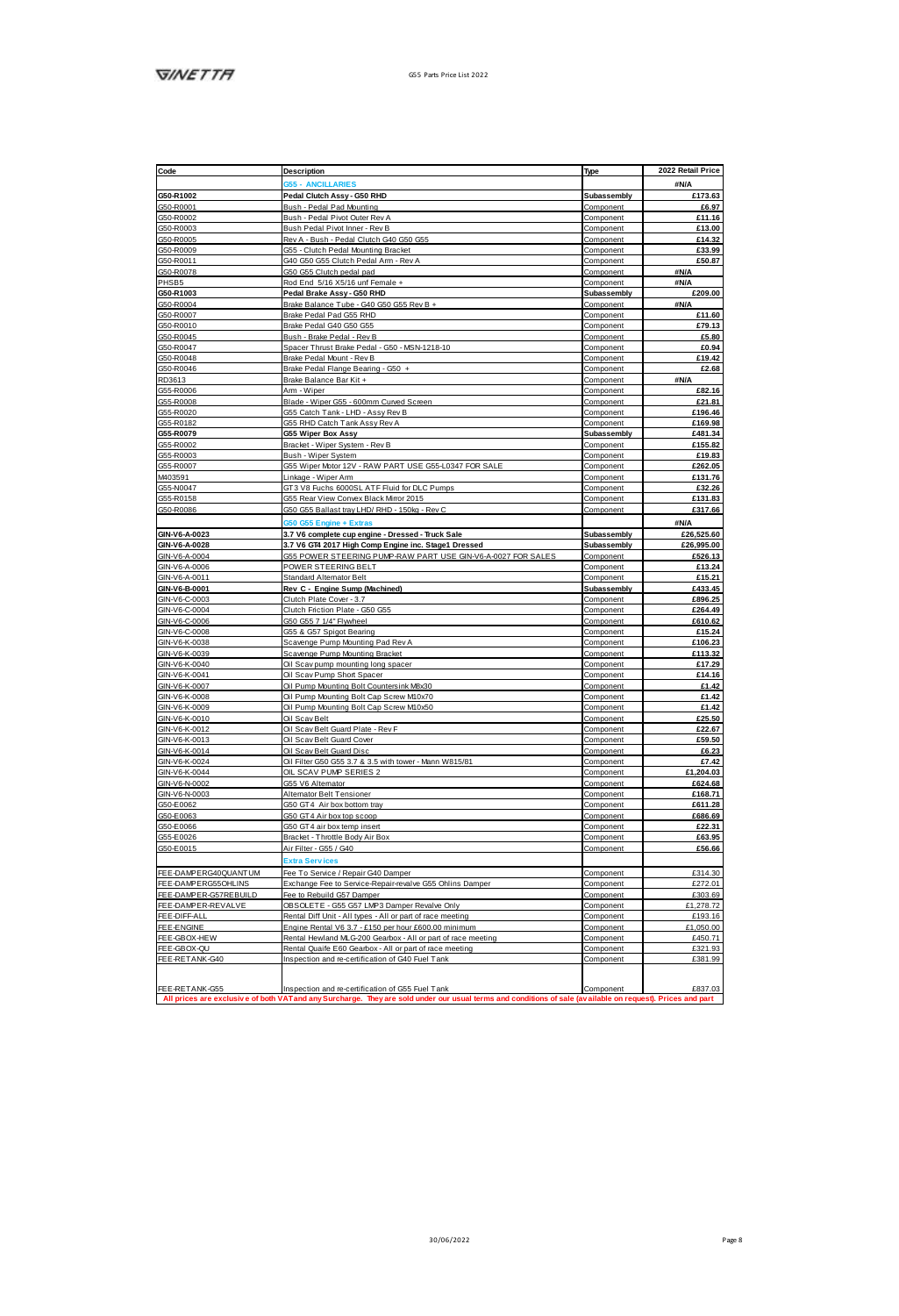| Code | Description | Type | 2022 Retail Price |
|---|---|---|---|
| | **G55 - ANCILLARIES** | | #N/A |
| **G50-R1002** | **Pedal Clutch Assy - G50 RHD** | **Subassembly** | **£173.63** |
| G50-R0001 | Bush - Pedal Pad Mounting | Component | £6.97 |
| G50-R0002 | Bush - Pedal Pivot Outer Rev A | Component | £11.16 |
| G50-R0003 | Bush Pedal Pivot Inner - Rev B | Component | £13.00 |
| G50-R0005 | Rev A - Bush - Pedal Clutch G40 G50 G55 | Component | £14.32 |
| G50-R0009 | G55 - Clutch Pedal Mounting Bracket | Component | £33.99 |
| G50-R0011 | G40 G50 G55 Clutch Pedal Arm - Rev A | Component | £50.87 |
| G50-R0078 | G50 G55 Clutch pedal pad | Component | #N/A |
| PHSB5 | Rod End 5/16 X5/16 unf Female + | Component | #N/A |
| **G50-R1003** | **Pedal Brake Assy - G50 RHD** | **Subassembly** | **£209.00** |
| G50-R0004 | Brake Balance Tube - G40 G50 G55 Rev B + | Component | #N/A |
| G50-R0007 | Brake Pedal Pad G55 RHD | Component | £11.60 |
| G50-R0010 | Brake Pedal G40 G50 G55 | Component | £79.13 |
| G50-R0045 | Bush - Brake Pedal - Rev B | Component | £5.80 |
| G50-R0047 | Spacer Thrust Brake Pedal - G50 - MSN-1218-10 | Component | £0.94 |
| G50-R0048 | Brake Pedal Mount - Rev B | Component | £19.42 |
| G50-R0046 | Brake Pedal Flange Bearing - G50 + | Component | £2.68 |
| RD3613 | Brake Balance Bar Kit + | Component | #N/A |
| G55-R0006 | Arm - Wiper | Component | £82.16 |
| G55-R0008 | Blade - Wiper G55 - 600mm Curved Screen | Component | £21.81 |
| G55-R0020 | G55 Catch Tank - LHD - Assy Rev B | Component | £196.46 |
| G55-R0182 | G55 RHD Catch Tank Assy Rev A | Component | £169.98 |
| **G55-R0079** | **G55 Wiper Box Assy** | **Subassembly** | **£481.34** |
| G55-R0002 | Bracket - Wiper System - Rev B | Component | £155.82 |
| G55-R0003 | Bush - Wiper System | Component | £19.83 |
| G55-R0007 | G55 Wiper Motor 12V - RAW PART USE G55-L0347 FOR SALE | Component | £262.05 |
| M403591 | Linkage - Wiper Arm | Component | £131.76 |
| G55-N0047 | GT3 V8 Fuchs 6000SL ATF Fluid for DLC Pumps | Component | £32.26 |
| G55-R0158 | G55 Rear View Convex Black Mirror 2015 | Component | £131.83 |
| G50-R0086 | G50 G55 Ballast tray LHD/ RHD - 150kg - Rev C | Component | £317.66 |
| | **G50 G55 Engine + Extras** | | #N/A |
| **GIN-V6-A-0023** | **3.7 V6 complete cup engine - Dressed - Truck Sale** | **Subassembly** | **£26,525.60** |
| **GIN-V6-A-0028** | **3.7 V6 GT4 2017 High Comp Engine inc. Stage1 Dressed** | **Subassembly** | **£26,995.00** |
| GIN-V6-A-0004 | G55 POWER STEERING PUMP-RAW PART USE GIN-V6-A-0027 FOR SALES | Component | £526.13 |
| GIN-V6-A-0006 | POWER STEERING BELT | Component | £13.24 |
| GIN-V6-A-0011 | Standard Alternator Belt | Component | £15.21 |
| **GIN-V6-B-0001** | **Rev C - Engine Sump (Machined)** | **Subassembly** | **£433.45** |
| GIN-V6-C-0003 | Clutch Plate Cover - 3.7 | Component | £896.25 |
| GIN-V6-C-0004 | Clutch Friction Plate - G50 G55 | Component | £264.49 |
| GIN-V6-C-0006 | G50 G55 7 1/4" Flywheel | Component | £610.62 |
| GIN-V6-C-0008 | G55 & G57 Spigot Bearing | Component | £15.24 |
| GIN-V6-K-0038 | Scavenge Pump Mounting Pad Rev A | Component | £106.23 |
| GIN-V6-K-0039 | Scavenge Pump Mounting Bracket | Component | £113.32 |
| GIN-V6-K-0040 | Oil Scav pump mounting long spacer | Component | £17.29 |
| GIN-V6-K-0041 | Oil Scav Pump Short Spacer | Component | £14.16 |
| GIN-V6-K-0007 | Oil Pump Mounting Bolt Countersink M8x30 | Component | £1.42 |
| GIN-V6-K-0008 | Oil Pump Mounting Bolt Cap Screw M10x70 | Component | £1.42 |
| GIN-V6-K-0009 | Oil Pump Mounting Bolt Cap Screw M10x50 | Component | £1.42 |
| GIN-V6-K-0010 | Oil Scav Belt | Component | £25.50 |
| GIN-V6-K-0012 | Oil Scav Belt Guard Plate - Rev F | Component | £22.67 |
| GIN-V6-K-0013 | Oil Scav Belt Guard Cover | Component | £59.50 |
| GIN-V6-K-0014 | Oil Scav Belt Guard Disc | Component | £6.23 |
| GIN-V6-K-0024 | Oil Filter G50 G55 3.7 & 3.5 with tower - Mann W815/81 | Component | £7.42 |
| GIN-V6-K-0044 | OIL SCAV PUMP SERIES 2 | Component | £1,204.03 |
| GIN-V6-N-0002 | G55 V6 Alternator | Component | £624.68 |
| GIN-V6-N-0003 | Alternator Belt Tensioner | Component | £168.71 |
| G50-E0062 | G50 GT4 Air box bottom tray | Component | £611.28 |
| G50-E0063 | G50 GT4 Air box top scoop | Component | £686.69 |
| G50-E0066 | G50 GT4 air box temp insert | Component | £22.31 |
| G55-E0026 | Bracket - Throttle Body Air Box | Component | £63.95 |
| G50-E0015 | Air Filter - G55 / G40 | Component | £56.66 |
| | **Extra Services** | | |
| FEE-DAMPERG40QUANTUM | Fee To Service / Repair G40 Damper | Component | £314.30 |
| FEE-DAMPERG55OHLINS | Exchange Fee to Service-Repair-revalve G55 Ohlins Damper | Component | £272.01 |
| FEE-DAMPER-G57REBUILD | Fee to Rebuild G57 Damper | Component | £303.69 |
| FEE-DAMPER-REVALVE | OBSOLETE - G55 G57 LMP3 Damper Revalve Only | Component | £1,278.72 |
| FEE-DIFF-ALL | Rental Diff Unit - All types - All or part of race meeting | Component | £193.16 |
| FEE-ENGINE | Engine Rental V6 3.7 - £150 per hour £600.00 minimum | Component | £1,050.00 |
| FEE-GBOX-HEW | Rental Hewland MLG-200 Gearbox - All or part of race meeting | Component | £450.71 |
| FEE-GBOX-QU | Rental Quaife E60 Gearbox - All or part of race meeting | Component | £321.93 |
| FEE-RETANK-G40 | Inspection and re-certification of G40 Fuel Tank | Component | £381.99 |
| FEE-RETANK-G55 | Inspection and re-certification of G55 Fuel Tank | Component | £837.03 |

All prices are exclusive of both VAT and any Surcharge. They are sold under our usual terms and conditions of sale (available on request). Prices and part